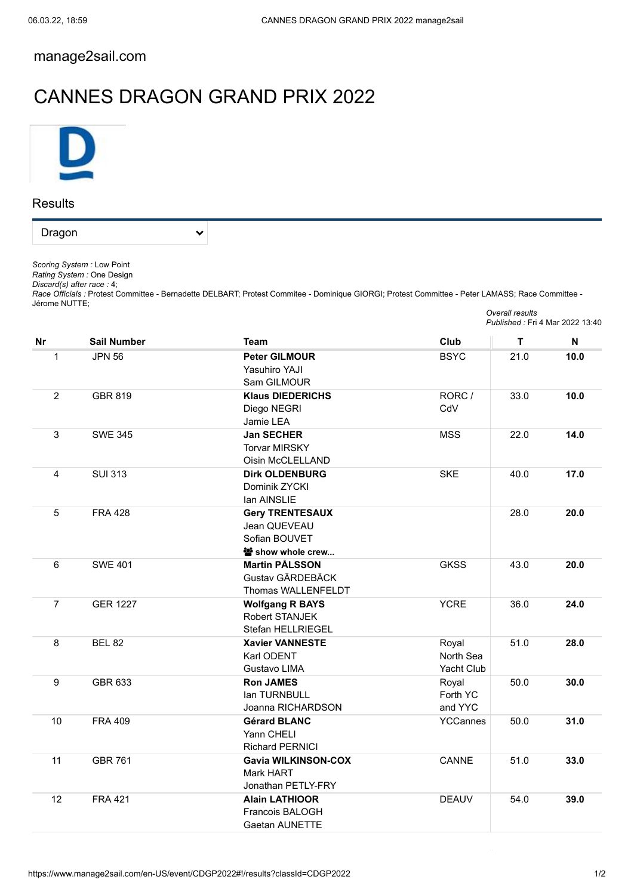manage2sail.com

# CANNES DRAGON GRAND PRIX 2022

## Results

Dragon

*Scoring System :* Low Point
*Rating System :* One Design
*Discard(s) after race :* 4;
*Race Officials :* Protest Committee - Bernadette DELBART; Protest Commitee - Dominique GIORGI; Protest Committee - Peter LAMASS; Race Committee - Jérome NUTTE;

*Overall results*
*Published :* Fri 4 Mar 2022 13:40

| Nr | Sail Number | Team | Club | T | N |
|---|---|---|---|---|---|
| 1 | JPN 56 | **Peter GILMOUR** Yasuhiro YAJI Sam GILMOUR | BSYC | 21.0 | **10.0** |
| 2 | GBR 819 | **Klaus DIEDERICHS** Diego NEGRI Jamie LEA | RORC / CdV | 33.0 | **10.0** |
| 3 | SWE 345 | **Jan SECHER** Torvar MIRSKY Oisin McCLELLAND | MSS | 22.0 | **14.0** |
| 4 | SUI 313 | **Dirk OLDENBURG** Dominik ZYCKI Ian AINSLIE | SKE | 40.0 | **17.0** |
| 5 | FRA 428 | **Gery TRENTESAUX** Jean QUEVEAU Sofian BOUVET **show whole crew...** | | 28.0 | **20.0** |
| 6 | SWE 401 | **Martin PÅLSSON** Gustav GÄRDEBÄCK Thomas WALLENFELDT | GKSS | 43.0 | **20.0** |
| 7 | GER 1227 | **Wolfgang R BAYS** Robert STANJEK Stefan HELLRIEGEL | YCRE | 36.0 | **24.0** |
| 8 | BEL 82 | **Xavier VANNESTE** Karl ODENT Gustavo LIMA | Royal North Sea Yacht Club | 51.0 | **28.0** |
| 9 | GBR 633 | **Ron JAMES** Ian TURNBULL Joanna RICHARDSON | Royal Forth YC and YYC | 50.0 | **30.0** |
| 10 | FRA 409 | **Gérard BLANC** Yann CHELI Richard PERNICI | YCCannes | 50.0 | **31.0** |
| 11 | GBR 761 | **Gavia WILKINSON-COX** Mark HART Jonathan PETLY-FRY | CANNE | 51.0 | **33.0** |
| 12 | FRA 421 | **Alain LATHIOOR** Francois BALOGH Gaetan AUNETTE | DEAUV | 54.0 | **39.0** |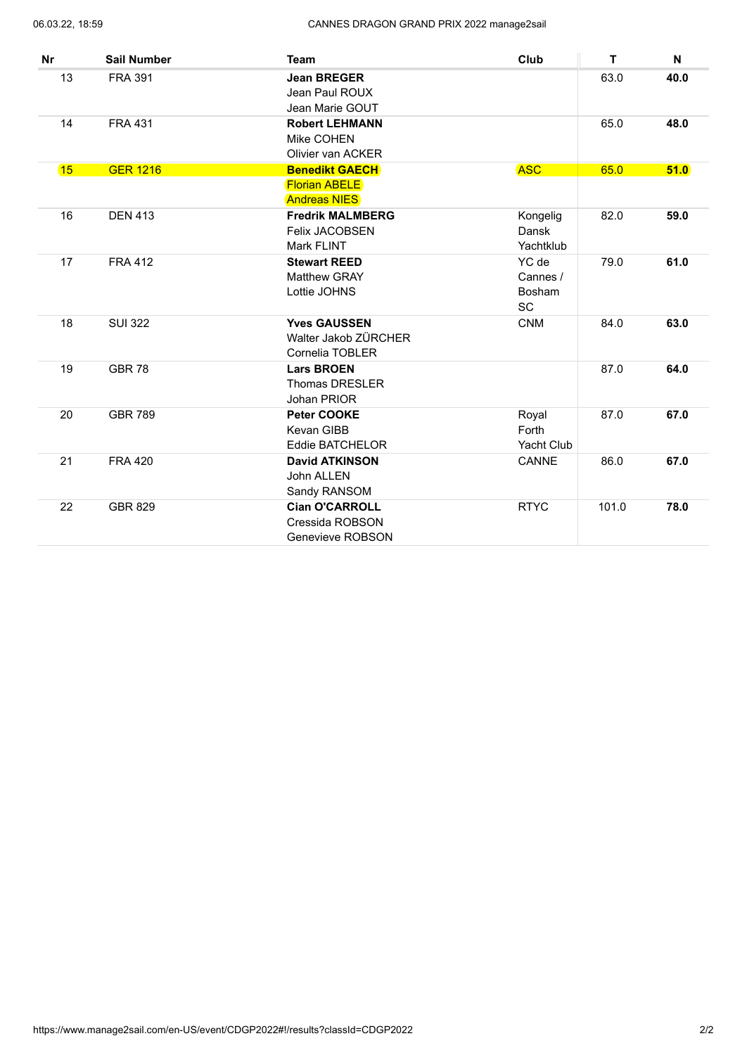| Nr | Sail Number | Team | Club | T | N |
|---|---|---|---|---|---|
| 13 | FRA 391 | **Jean BREGER**<br>Jean Paul ROUX<br>Jean Marie GOUT | | 63.0 | **40.0** |
| 14 | FRA 431 | **Robert LEHMANN**<br>Mike COHEN<br>Olivier van ACKER | | 65.0 | **48.0** |
| 15 | GER 1216 | **Benedikt GAECH**<br>Florian ABELE<br>Andreas NIES | ASC | 65.0 | **51.0** |
| 16 | DEN 413 | **Fredrik MALMBERG**<br>Felix JACOBSEN<br>Mark FLINT | Kongelig Dansk Yachtklub | 82.0 | **59.0** |
| 17 | FRA 412 | **Stewart REED**<br>Matthew GRAY<br>Lottie JOHNS | YC de Cannes / Bosham SC | 79.0 | **61.0** |
| 18 | SUI 322 | **Yves GAUSSEN**<br>Walter Jakob ZÜRCHER<br>Cornelia TOBLER | CNM | 84.0 | **63.0** |
| 19 | GBR 78 | **Lars BROEN**<br>Thomas DRESLER<br>Johan PRIOR | | 87.0 | **64.0** |
| 20 | GBR 789 | **Peter COOKE**<br>Kevan GIBB<br>Eddie BATCHELOR | Royal Forth Yacht Club | 87.0 | **67.0** |
| 21 | FRA 420 | **David ATKINSON**<br>John ALLEN<br>Sandy RANSOM | CANNE | 86.0 | **67.0** |
| 22 | GBR 829 | **Cian O'CARROLL**<br>Cressida ROBSON<br>Genevieve ROBSON | RTYC | 101.0 | **78.0** |